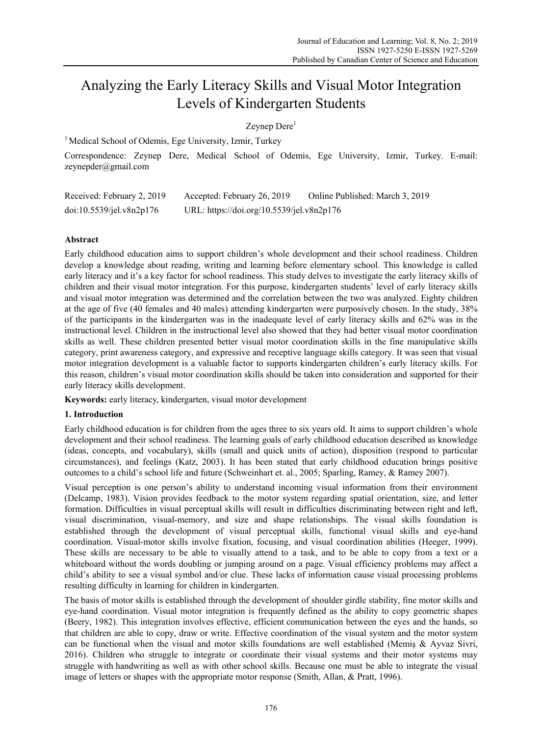# Analyzing the Early Literacy Skills and Visual Motor Integration Levels of Kindergarten Students

Zeynep Dere[1]

[1] Medical School of Odemis, Ege University, Izmir, Turkey

Correspondence: Zeynep Dere, Medical School of Odemis, Ege University, Izmir, Turkey. E-mail: zeynepder@gmail.com

Received: February 2, 2019 Accepted: February 26, 2019 Online Published: March 3, 2019

doi:10.5539/jel.v8n2p176 URL: https://doi.org/10.5539/jel.v8n2p176

## Abstract

Early childhood education aims to support children's whole development and their school readiness. Children develop a knowledge about reading, writing and learning before elementary school. This knowledge is called early literacy and it's a key factor for school readiness. This study delves to investigate the early literacy skills of children and their visual motor integration. For this purpose, kindergarten students' level of early literacy skills and visual motor integration was determined and the correlation between the two was analyzed. Eighty children at the age of five (40 females and 40 males) attending kindergarten were purposively chosen. In the study, 38% of the participants in the kindergarten was in the inadequate level of early literacy skills and 62% was in the instructional level. Children in the instructional level also showed that they had better visual motor coordination skills as well. These children presented better visual motor coordination skills in the fine manipulative skills category, print awareness category, and expressive and receptive language skills category. It was seen that visual motor integration development is a valuable factor to supports kindergarten children's early literacy skills. For this reason, children's visual motor coordination skills should be taken into consideration and supported for their early literacy skills development.

**Keywords:** early literacy, kindergarten, visual motor development

## 1. Introduction

Early childhood education is for children from the ages three to six years old. It aims to support children's whole development and their school readiness. The learning goals of early childhood education described as knowledge (ideas, concepts, and vocabulary), skills (small and quick units of action), disposition (respond to particular circumstances), and feelings (Katz, 2003). It has been stated that early childhood education brings positive outcomes to a child's school life and future (Schweinhart et. al., 2005; Sparling, Ramey, & Ramey 2007).

Visual perception is one person's ability to understand incoming visual information from their environment (Delcamp, 1983). Vision provides feedback to the motor system regarding spatial orientation, size, and letter formation. Difficulties in visual perceptual skills will result in difficulties discriminating between right and left, visual discrimination, visual-memory, and size and shape relationships. The visual skills foundation is established through the development of visual perceptual skills, functional visual skills and eye-hand coordination. Visual-motor skills involve fixation, focusing, and visual coordination abilities (Heeger, 1999). These skills are necessary to be able to visually attend to a task, and to be able to copy from a text or a whiteboard without the words doubling or jumping around on a page. Visual efficiency problems may affect a child's ability to see a visual symbol and/or clue. These lacks of information cause visual processing problems resulting difficulty in learning for children in kindergarten.

The basis of motor skills is established through the development of shoulder girdle stability, fine motor skills and eye-hand coordination. Visual motor integration is frequently defined as the ability to copy geometric shapes (Beery, 1982). This integration involves effective, efficient communication between the eyes and the hands, so that children are able to copy, draw or write. Effective coordination of the visual system and the motor system can be functional when the visual and motor skills foundations are well established (Memiş & Ayvaz Sivri, 2016). Children who struggle to integrate or coordinate their visual systems and their motor systems may struggle with handwriting as well as with other school skills. Because one must be able to integrate the visual image of letters or shapes with the appropriate motor response (Smith, Allan, & Pratt, 1996).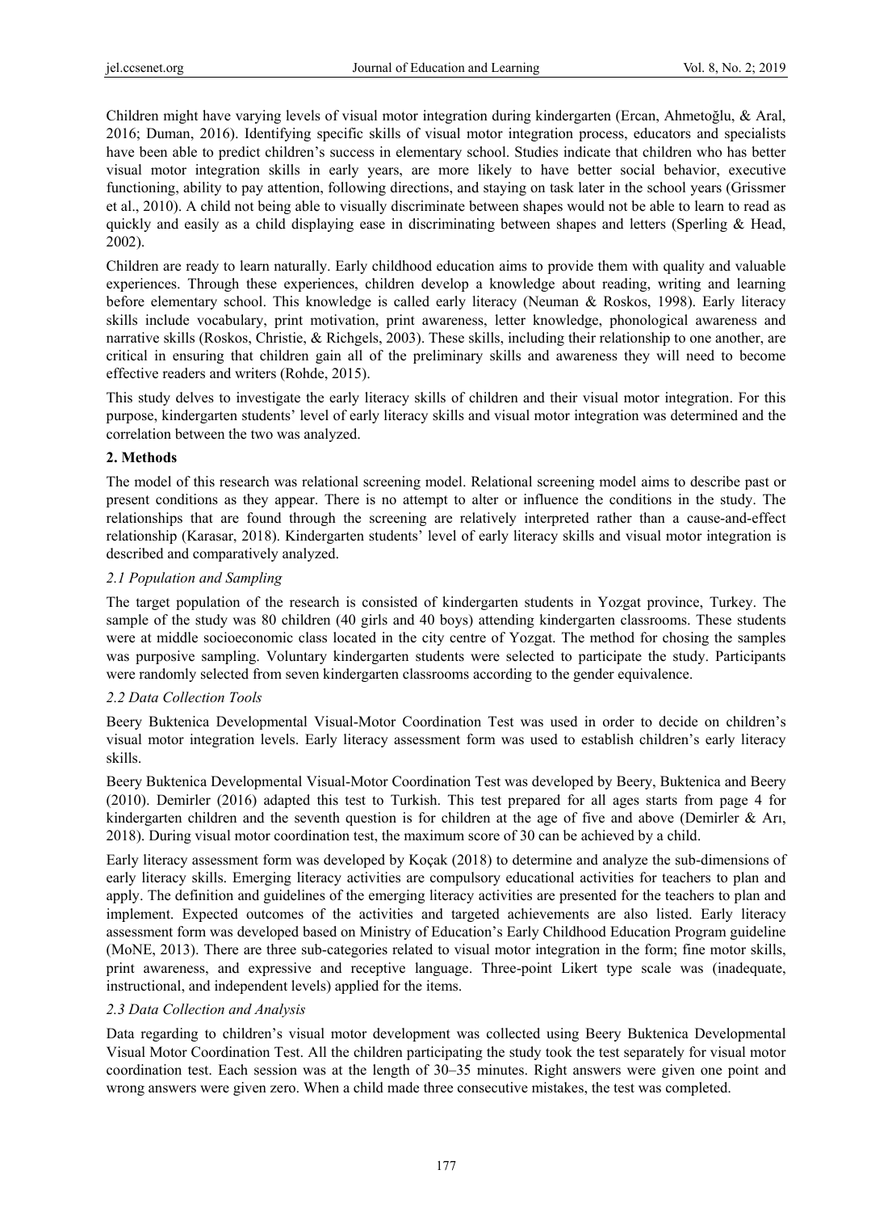Children might have varying levels of visual motor integration during kindergarten (Ercan, Ahmetoğlu, & Aral, 2016; Duman, 2016). Identifying specific skills of visual motor integration process, educators and specialists have been able to predict children's success in elementary school. Studies indicate that children who has better visual motor integration skills in early years, are more likely to have better social behavior, executive functioning, ability to pay attention, following directions, and staying on task later in the school years (Grissmer et al., 2010). A child not being able to visually discriminate between shapes would not be able to learn to read as quickly and easily as a child displaying ease in discriminating between shapes and letters (Sperling & Head, 2002).

Children are ready to learn naturally. Early childhood education aims to provide them with quality and valuable experiences. Through these experiences, children develop a knowledge about reading, writing and learning before elementary school. This knowledge is called early literacy (Neuman & Roskos, 1998). Early literacy skills include vocabulary, print motivation, print awareness, letter knowledge, phonological awareness and narrative skills (Roskos, Christie, & Richgels, 2003). These skills, including their relationship to one another, are critical in ensuring that children gain all of the preliminary skills and awareness they will need to become effective readers and writers (Rohde, 2015).

This study delves to investigate the early literacy skills of children and their visual motor integration. For this purpose, kindergarten students' level of early literacy skills and visual motor integration was determined and the correlation between the two was analyzed.

## 2. Methods

The model of this research was relational screening model. Relational screening model aims to describe past or present conditions as they appear. There is no attempt to alter or influence the conditions in the study. The relationships that are found through the screening are relatively interpreted rather than a cause-and-effect relationship (Karasar, 2018). Kindergarten students' level of early literacy skills and visual motor integration is described and comparatively analyzed.

### *2.1 Population and Sampling*

The target population of the research is consisted of kindergarten students in Yozgat province, Turkey. The sample of the study was 80 children (40 girls and 40 boys) attending kindergarten classrooms. These students were at middle socioeconomic class located in the city centre of Yozgat. The method for chosing the samples was purposive sampling. Voluntary kindergarten students were selected to participate the study. Participants were randomly selected from seven kindergarten classrooms according to the gender equivalence.

### *2.2 Data Collection Tools*

Beery Buktenica Developmental Visual-Motor Coordination Test was used in order to decide on children's visual motor integration levels. Early literacy assessment form was used to establish children's early literacy skills.

Beery Buktenica Developmental Visual-Motor Coordination Test was developed by Beery, Buktenica and Beery (2010). Demirler (2016) adapted this test to Turkish. This test prepared for all ages starts from page 4 for kindergarten children and the seventh question is for children at the age of five and above (Demirler & Arı, 2018). During visual motor coordination test, the maximum score of 30 can be achieved by a child.

Early literacy assessment form was developed by Koçak (2018) to determine and analyze the sub-dimensions of early literacy skills. Emerging literacy activities are compulsory educational activities for teachers to plan and apply. The definition and guidelines of the emerging literacy activities are presented for the teachers to plan and implement. Expected outcomes of the activities and targeted achievements are also listed. Early literacy assessment form was developed based on Ministry of Education's Early Childhood Education Program guideline (MoNE, 2013). There are three sub-categories related to visual motor integration in the form; fine motor skills, print awareness, and expressive and receptive language. Three-point Likert type scale was (inadequate, instructional, and independent levels) applied for the items.

### *2.3 Data Collection and Analysis*

Data regarding to children's visual motor development was collected using Beery Buktenica Developmental Visual Motor Coordination Test. All the children participating the study took the test separately for visual motor coordination test. Each session was at the length of 30–35 minutes. Right answers were given one point and wrong answers were given zero. When a child made three consecutive mistakes, the test was completed.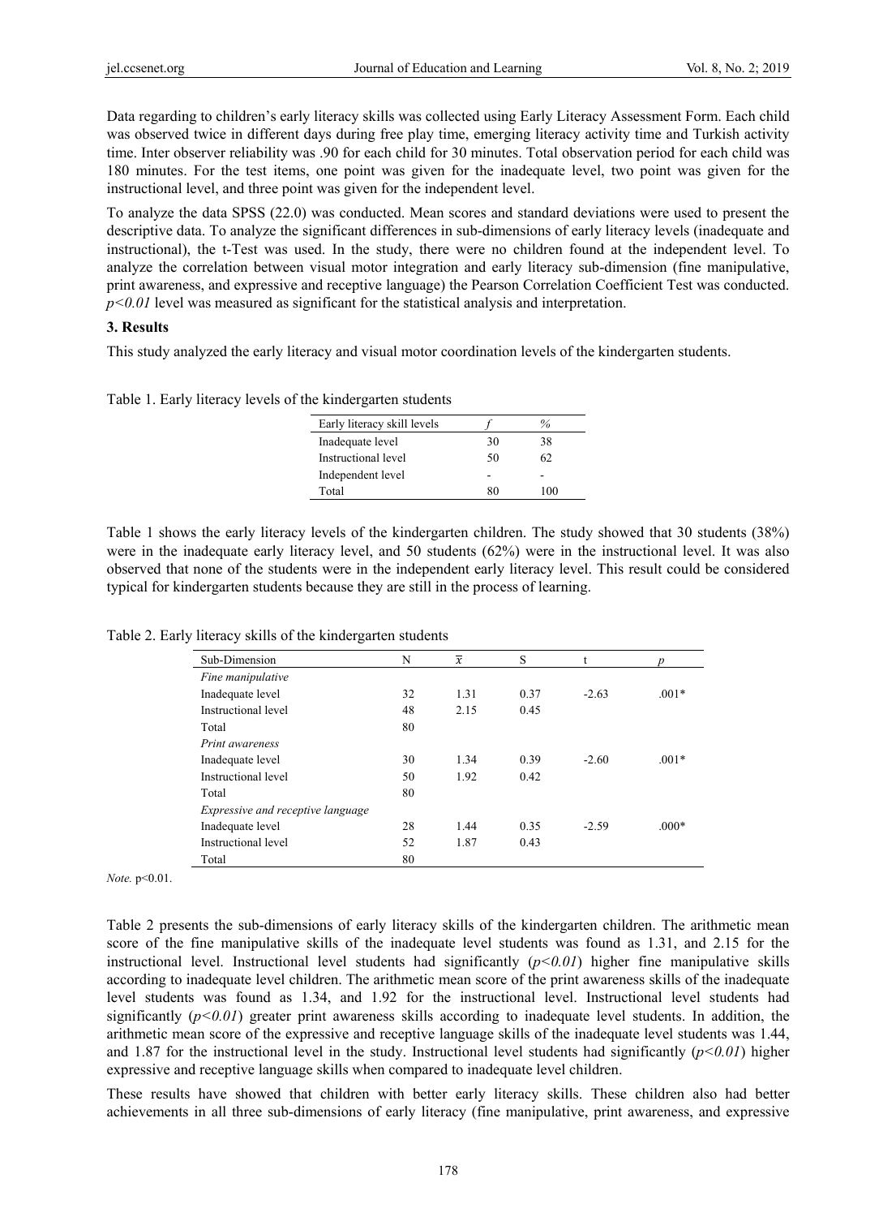Data regarding to children's early literacy skills was collected using Early Literacy Assessment Form. Each child was observed twice in different days during free play time, emerging literacy activity time and Turkish activity time. Inter observer reliability was .90 for each child for 30 minutes. Total observation period for each child was 180 minutes. For the test items, one point was given for the inadequate level, two point was given for the instructional level, and three point was given for the independent level.

To analyze the data SPSS (22.0) was conducted. Mean scores and standard deviations were used to present the descriptive data. To analyze the significant differences in sub-dimensions of early literacy levels (inadequate and instructional), the t-Test was used. In the study, there were no children found at the independent level. To analyze the correlation between visual motor integration and early literacy sub-dimension (fine manipulative, print awareness, and expressive and receptive language) the Pearson Correlation Coefficient Test was conducted. $p<0.01$ level was measured as significant for the statistical analysis and interpretation.

## 3. Results

This study analyzed the early literacy and visual motor coordination levels of the kindergarten students.

Table 1. Early literacy levels of the kindergarten students

| Early literacy skill levels | $f$ | % |
|---|---|---|
| Inadequate level | 30 | 38 |
| Instructional level | 50 | 62 |
| Independent level | - | - |
| Total | 80 | 100 |

Table 1 shows the early literacy levels of the kindergarten children. The study showed that 30 students (38%) were in the inadequate early literacy level, and 50 students (62%) were in the instructional level. It was also observed that none of the students were in the independent early literacy level. This result could be considered typical for kindergarten students because they are still in the process of learning.

Table 2. Early literacy skills of the kindergarten students

| Sub-Dimension | N | $\bar{x}$ | S | t | $p$ |
|---|---|---|---|---|---|
| *Fine manipulative* | | | | | |
| Inadequate level | 32 | 1.31 | 0.37 | -2.63 | .001* |
| Instructional level | 48 | 2.15 | 0.45 | | |
| Total | 80 | | | | |
| *Print awareness* | | | | | |
| Inadequate level | 30 | 1.34 | 0.39 | -2.60 | .001* |
| Instructional level | 50 | 1.92 | 0.42 | | |
| Total | 80 | | | | |
| *Expressive and receptive language* | | | | | |
| Inadequate level | 28 | 1.44 | 0.35 | -2.59 | .000* |
| Instructional level | 52 | 1.87 | 0.43 | | |
| Total | 80 | | | | |

*Note.* $p<0.01$.

Table 2 presents the sub-dimensions of early literacy skills of the kindergarten children. The arithmetic mean score of the fine manipulative skills of the inadequate level students was found as 1.31, and 2.15 for the instructional level. Instructional level students had significantly ($p<0.01$) higher fine manipulative skills according to inadequate level children. The arithmetic mean score of the print awareness skills of the inadequate level students was found as 1.34, and 1.92 for the instructional level. Instructional level students had significantly ($p<0.01$) greater print awareness skills according to inadequate level students. In addition, the arithmetic mean score of the expressive and receptive language skills of the inadequate level students was 1.44, and 1.87 for the instructional level in the study. Instructional level students had significantly ($p<0.01$) higher expressive and receptive language skills when compared to inadequate level children.

These results have showed that children with better early literacy skills. These children also had better achievements in all three sub-dimensions of early literacy (fine manipulative, print awareness, and expressive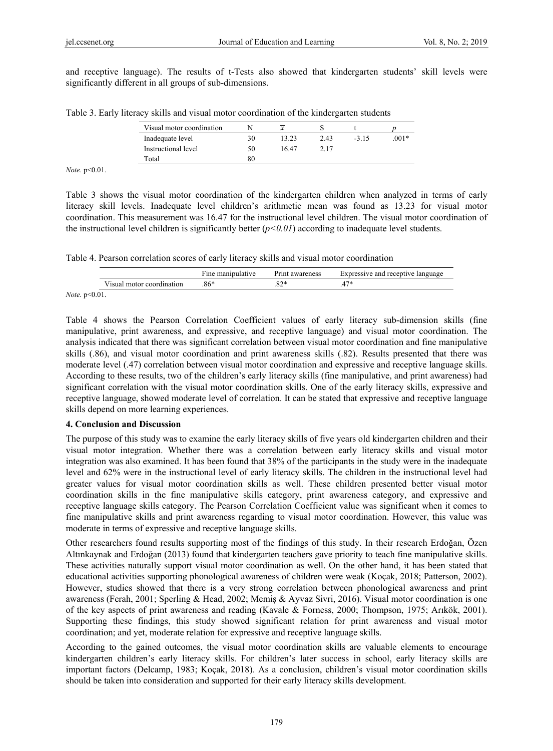and receptive language). The results of t-Tests also showed that kindergarten students' skill levels were significantly different in all groups of sub-dimensions.

Table 3. Early literacy skills and visual motor coordination of the kindergarten students

| Visual motor coordination | N | $\bar{x}$ | S | t | *p* |
|---|---|---|---|---|---|
| Inadequate level | 30 | 13.23 | 2.43 | -3.15 | .001* |
| Instructional level | 50 | 16.47 | 2.17 | | |
| Total | 80 | | | | |

*Note.* $p<0.01$.

Table 3 shows the visual motor coordination of the kindergarten children when analyzed in terms of early literacy skill levels. Inadequate level children's arithmetic mean was found as 13.23 for visual motor coordination. This measurement was 16.47 for the instructional level children. The visual motor coordination of the instructional level children is significantly better ($p<0.01$) according to inadequate level students.

Table 4. Pearson correlation scores of early literacy skills and visual motor coordination

| | Fine manipulative | Print awareness | Expressive and receptive language |
|---|---|---|---|
| Visual motor coordination | .86* | .82* | .47* |

*Note.* $p<0.01$.

Table 4 shows the Pearson Correlation Coefficient values of early literacy sub-dimension skills (fine manipulative, print awareness, and expressive, and receptive language) and visual motor coordination. The analysis indicated that there was significant correlation between visual motor coordination and fine manipulative skills (.86), and visual motor coordination and print awareness skills (.82). Results presented that there was moderate level (.47) correlation between visual motor coordination and expressive and receptive language skills. According to these results, two of the children's early literacy skills (fine manipulative, and print awareness) had significant correlation with the visual motor coordination skills. One of the early literacy skills, expressive and receptive language, showed moderate level of correlation. It can be stated that expressive and receptive language skills depend on more learning experiences.

## 4. Conclusion and Discussion

The purpose of this study was to examine the early literacy skills of five years old kindergarten children and their visual motor integration. Whether there was a correlation between early literacy skills and visual motor integration was also examined. It has been found that 38% of the participants in the study were in the inadequate level and 62% were in the instructional level of early literacy skills. The children in the instructional level had greater values for visual motor coordination skills as well. These children presented better visual motor coordination skills in the fine manipulative skills category, print awareness category, and expressive and receptive language skills category. The Pearson Correlation Coefficient value was significant when it comes to fine manipulative skills and print awareness regarding to visual motor coordination. However, this value was moderate in terms of expressive and receptive language skills.

Other researchers found results supporting most of the findings of this study. In their research Erdoğan, Özen Altınkaynak and Erdoğan (2013) found that kindergarten teachers gave priority to teach fine manipulative skills. These activities naturally support visual motor coordination as well. On the other hand, it has been stated that educational activities supporting phonological awareness of children were weak (Koçak, 2018; Patterson, 2002). However, studies showed that there is a very strong correlation between phonological awareness and print awareness (Ferah, 2001; Sperling & Head, 2002; Memiş & Ayvaz Sivri, 2016). Visual motor coordination is one of the key aspects of print awareness and reading (Kavale & Forness, 2000; Thompson, 1975; Arıkök, 2001). Supporting these findings, this study showed significant relation for print awareness and visual motor coordination; and yet, moderate relation for expressive and receptive language skills.

According to the gained outcomes, the visual motor coordination skills are valuable elements to encourage kindergarten children's early literacy skills. For children's later success in school, early literacy skills are important factors (Delcamp, 1983; Koçak, 2018). As a conclusion, children's visual motor coordination skills should be taken into consideration and supported for their early literacy skills development.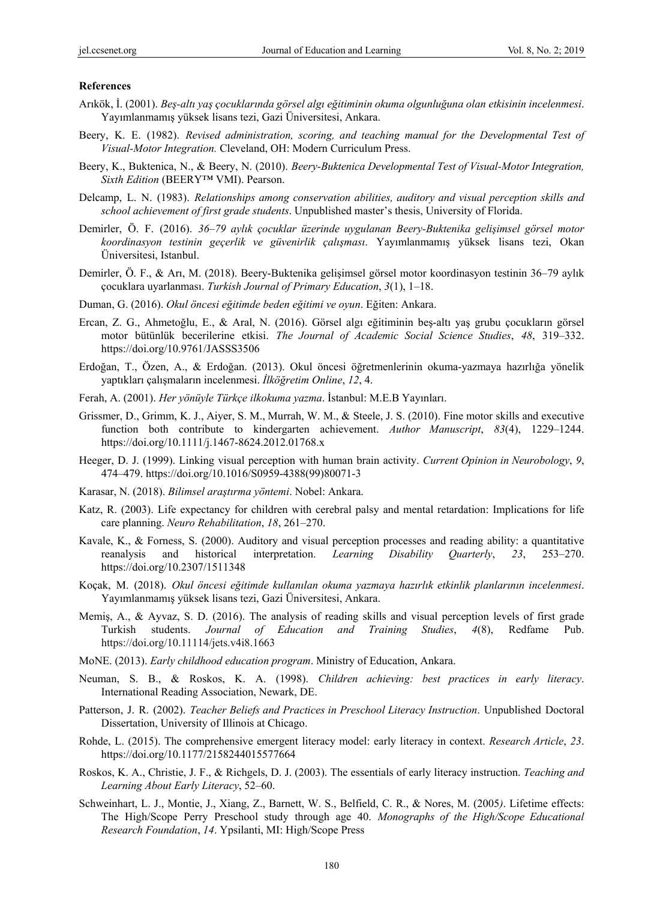**References**

Arıkök, İ. (2001). *Beş-altı yaş çocuklarında görsel algı eğitiminin okuma olgunluğuna olan etkisinin incelenmesi*. Yayımlanmamış yüksek lisans tezi, Gazi Üniversitesi, Ankara.

Beery, K. E. (1982). *Revised administration, scoring, and teaching manual for the Developmental Test of Visual-Motor Integration.* Cleveland, OH: Modern Curriculum Press.

Beery, K., Buktenica, N., & Beery, N. (2010). *Beery-Buktenica Developmental Test of Visual-Motor Integration, Sixth Edition* (BEERY™ VMI). Pearson.

Delcamp, L. N. (1983). *Relationships among conservation abilities, auditory and visual perception skills and school achievement of first grade students*. Unpublished master's thesis, University of Florida.

Demirler, Ö. F. (2016). *36–79 aylık çocuklar üzerinde uygulanan Beery-Buktenika gelişimsel görsel motor koordinasyon testinin geçerlik ve güvenirlik çalışması*. Yayımlanmamış yüksek lisans tezi, Okan Üniversitesi, Istanbul.

Demirler, Ö. F., & Arı, M. (2018). Beery-Buktenika gelişimsel görsel motor koordinasyon testinin 36–79 aylık çocuklara uyarlanması. *Turkish Journal of Primary Education*, *3*(1), 1–18.

Duman, G. (2016). *Okul öncesi eğitimde beden eğitimi ve oyun*. Eğiten: Ankara.

Ercan, Z. G., Ahmetoğlu, E., & Aral, N. (2016). Görsel algı eğitiminin beş-altı yaş grubu çocukların görsel motor bütünlük becerilerine etkisi. *The Journal of Academic Social Science Studies*, *48*, 319–332. https://doi.org/10.9761/JASSS3506

Erdoğan, T., Özen, A., & Erdoğan. (2013). Okul öncesi öğretmenlerinin okuma-yazmaya hazırlığa yönelik yaptıkları çalışmaların incelenmesi. *İlköğretim Online*, *12*, 4.

Ferah, A. (2001). *Her yönüyle Türkçe ilkokuma yazma*. İstanbul: M.E.B Yayınları.

Grissmer, D., Grimm, K. J., Aiyer, S. M., Murrah, W. M., & Steele, J. S. (2010). Fine motor skills and executive function both contribute to kindergarten achievement. *Author Manuscript*, *83*(4), 1229–1244. https://doi.org/10.1111/j.1467-8624.2012.01768.x

Heeger, D. J. (1999). Linking visual perception with human brain activity. *Current Opinion in Neurobology*, *9*, 474–479. https://doi.org/10.1016/S0959-4388(99)80071-3

Karasar, N. (2018). *Bilimsel araştırma yöntemi*. Nobel: Ankara.

Katz, R. (2003). Life expectancy for children with cerebral palsy and mental retardation: Implications for life care planning. *Neuro Rehabilitation*, *18*, 261–270.

Kavale, K., & Forness, S. (2000). Auditory and visual perception processes and reading ability: a quantitative reanalysis and historical interpretation. *Learning Disability Quarterly*, *23*, 253–270. https://doi.org/10.2307/1511348

Koçak, M. (2018). *Okul öncesi eğitimde kullanılan okuma yazmaya hazırlık etkinlik planlarının incelenmesi*. Yayımlanmamış yüksek lisans tezi, Gazi Üniversitesi, Ankara.

Memiş, A., & Ayvaz, S. D. (2016). The analysis of reading skills and visual perception levels of first grade Turkish students. *Journal of Education and Training Studies*, *4*(8), Redfame Pub. https://doi.org/10.11114/jets.v4i8.1663

MoNE. (2013). *Early childhood education program*. Ministry of Education, Ankara.

Neuman, S. B., & Roskos, K. A. (1998). *Children achieving: best practices in early literacy*. International Reading Association, Newark, DE.

Patterson, J. R. (2002). *Teacher Beliefs and Practices in Preschool Literacy Instruction*. Unpublished Doctoral Dissertation, University of Illinois at Chicago.

Rohde, L. (2015). The comprehensive emergent literacy model: early literacy in context. *Research Article*, *23*. https://doi.org/10.1177/2158244015577664

Roskos, K. A., Christie, J. F., & Richgels, D. J. (2003). The essentials of early literacy instruction. *Teaching and Learning About Early Literacy*, 52–60.

Schweinhart, L. J., Montie, J., Xiang, Z., Barnett, W. S., Belfield, C. R., & Nores, M. (2005*)*. Lifetime effects: The High/Scope Perry Preschool study through age 40. *Monographs of the High/Scope Educational Research Foundation*, *14*. Ypsilanti, MI: High/Scope Press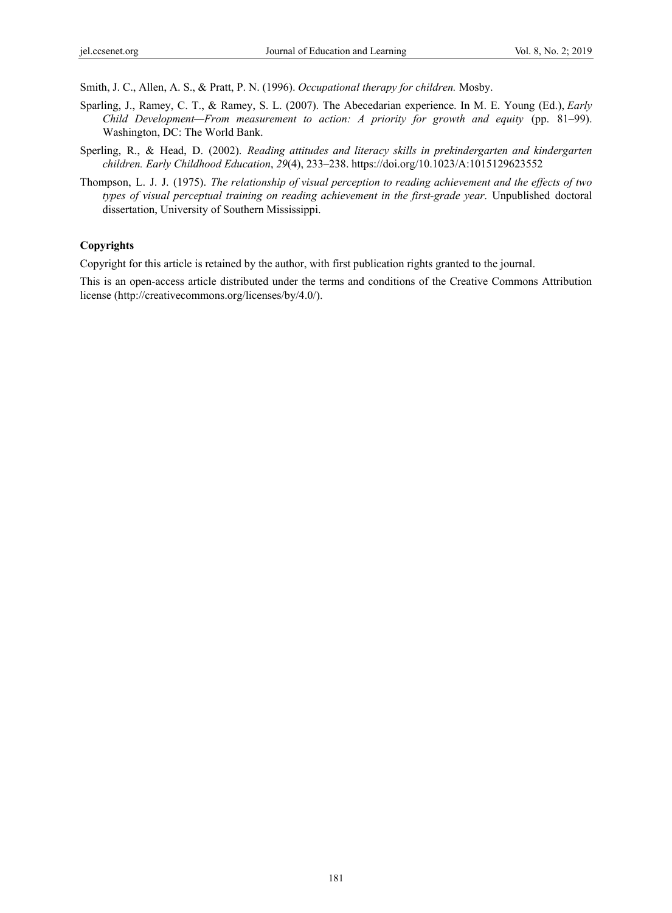Smith, J. C., Allen, A. S., & Pratt, P. N. (1996). *Occupational therapy for children.* Mosby.

Sparling, J., Ramey, C. T., & Ramey, S. L. (2007). The Abecedarian experience. In M. E. Young (Ed.), *Early Child Development—From measurement to action: A priority for growth and equity* (pp. 81–99). Washington, DC: The World Bank.

Sperling, R., & Head, D. (2002). *Reading attitudes and literacy skills in prekindergarten and kindergarten children. Early Childhood Education*, *29*(4), 233–238. https://doi.org/10.1023/A:1015129623552

Thompson, L. J. J. (1975). *The relationship of visual perception to reading achievement and the effects of two types of visual perceptual training on reading achievement in the first-grade year*. Unpublished doctoral dissertation, University of Southern Mississippi.

**Copyrights**

Copyright for this article is retained by the author, with first publication rights granted to the journal.

This is an open-access article distributed under the terms and conditions of the Creative Commons Attribution license (http://creativecommons.org/licenses/by/4.0/).